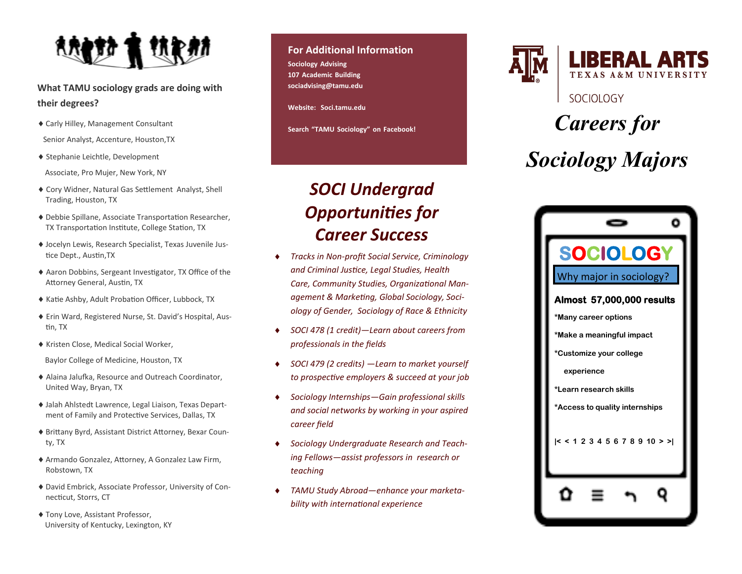### What TAMU sociology grads are doing with their degrees?

- Carly Hilley, Management Consultant Senior Analyst, Accenture, Houston,TX
- Stephanie Leichtle, Development Associate, Pro Mujer, New York, NY
- Cory Widner, Natural Gas Settlement Analyst, Shell Trading, Houston, TX
- Debbie Spillane, Associate Transportation Researcher, TX Transportation Institute, College Station, TX
- Jocelyn Lewis, Research Specialist, Texas Juvenile Justice Dept., Austin,TX
- Aaron Dobbins, Sergeant Investigator, TX Office of the Attorney General, Austin, TX
- Katie Ashby, Adult Probation Officer, Lubbock, TX
- Erin Ward, Registered Nurse, St. David's Hospital, Austin, TX
- Kristen Close, Medical Social Worker, Baylor College of Medicine, Houston, TX
- Alaina Jalufka, Resource and Outreach Coordinator, United Way, Bryan, TX
- Jalah Ahlstedt Lawrence, Legal Liaison, Texas Department of Family and Protective Services, Dallas, TX
- Brittany Byrd, Assistant District Attorney, Bexar County, TX
- Armando Gonzalez, Attorney, A Gonzalez Law Firm, Robstown, TX
- David Embrick, Associate Professor, University of Connecticut, Storrs, CT
- Tony Love, Assistant Professor, University of Kentucky, Lexington, KY

### For Additional Information

**Sociology Advising**
**107 Academic Building**
**sociadvising@tamu.edu**

**Website: Soci.tamu.edu**

**Search "TAMU Sociology" on Facebook!**

## *SOCI Undergrad Opportunities for Career Success*

- *Tracks in Non-profit Social Service, Criminology and Criminal Justice, Legal Studies, Health Care, Community Studies, Organizational Management & Marketing, Global Sociology, Sociology of Gender, Sociology of Race & Ethnicity*
- *SOCI 478 (1 credit)—Learn about careers from professionals in the fields*
- *SOCI 479 (2 credits) —Learn to market yourself to prospective employers & succeed at your job*
- *Sociology Internships—Gain professional skills and social networks by working in your aspired career field*
- *Sociology Undergraduate Research and Teaching Fellows—assist professors in research or teaching*
- *TAMU Study Abroad—enhance your marketability with international experience*

**LIBERAL ARTS**
TEXAS A&M UNIVERSITY
SOCIOLOGY

# *Careers for Sociology Majors*

**SOCIOLOGY**

Why major in sociology?

**Almost 57,000,000 results**

**\*Many career options**

**\*Make a meaningful impact**

**\*Customize your college experience**

**\*Learn research skills**

**\*Access to quality internships**

**|< < 1 2 3 4 5 6 7 8 9 10 > >|**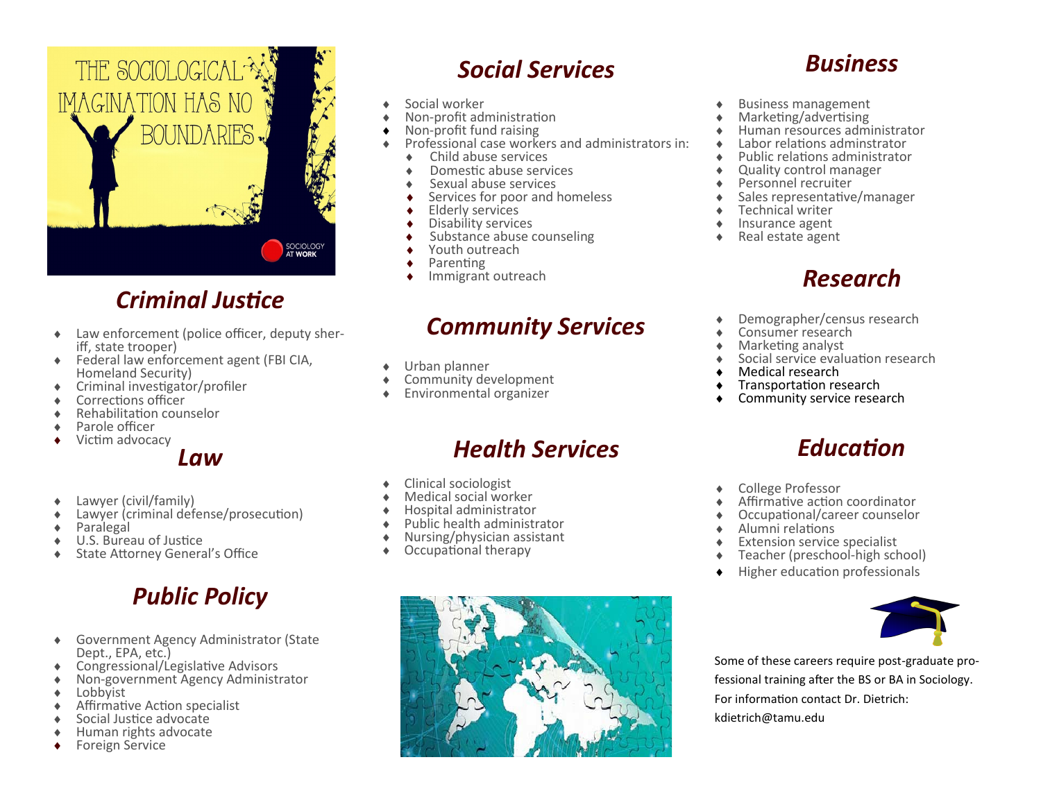## Criminal Justice

- Law enforcement (police officer, deputy sheriff, state trooper)
- Federal law enforcement agent (FBI CIA, Homeland Security)
- Criminal investigator/profiler
- Corrections officer
- Rehabilitation counselor
- Parole officer
- Victim advocacy

## Law

- Lawyer (civil/family)
- Lawyer (criminal defense/prosecution)
- Paralegal
- U.S. Bureau of Justice
- State Attorney General's Office

## Public Policy

- Government Agency Administrator (State Dept., EPA, etc.)
- Congressional/Legislative Advisors
- Non-government Agency Administrator
- Lobbyist
- Affirmative Action specialist
- Social Justice advocate
- Human rights advocate
- Foreign Service

## Social Services

- Social worker
- Non-profit administration
- Non-profit fund raising
- Professional case workers and administrators in:
  - Child abuse services
  - Domestic abuse services
  - Sexual abuse services
  - Services for poor and homeless
  - Elderly services
  - Disability services
  - Substance abuse counseling
  - Youth outreach
  - Parenting
  - Immigrant outreach

## Community Services

- Urban planner
- Community development
- Environmental organizer

## Health Services

- Clinical sociologist
- Medical social worker
- Hospital administrator
- Public health administrator
- Nursing/physician assistant
- Occupational therapy

## Business

- Business management
- Marketing/advertising
- Human resources administrator
- Labor relations administrator
- Public relations administrator
- Quality control manager
- Personnel recruiter
- Sales representative/manager
- Technical writer
- Insurance agent
- Real estate agent

## Research

- Demographer/census research
- Consumer research
- Marketing analyst
- Social service evaluation research
- Medical research
- Transportation research
- Community service research

## Education

- College Professor
- Affirmative action coordinator
- Occupational/career counselor
- Alumni relations
- Extension service specialist
- Teacher (preschool-high school)
- Higher education professionals

Some of these careers require post-graduate professional training after the BS or BA in Sociology. For information contact Dr. Dietrich: kdietrich@tamu.edu